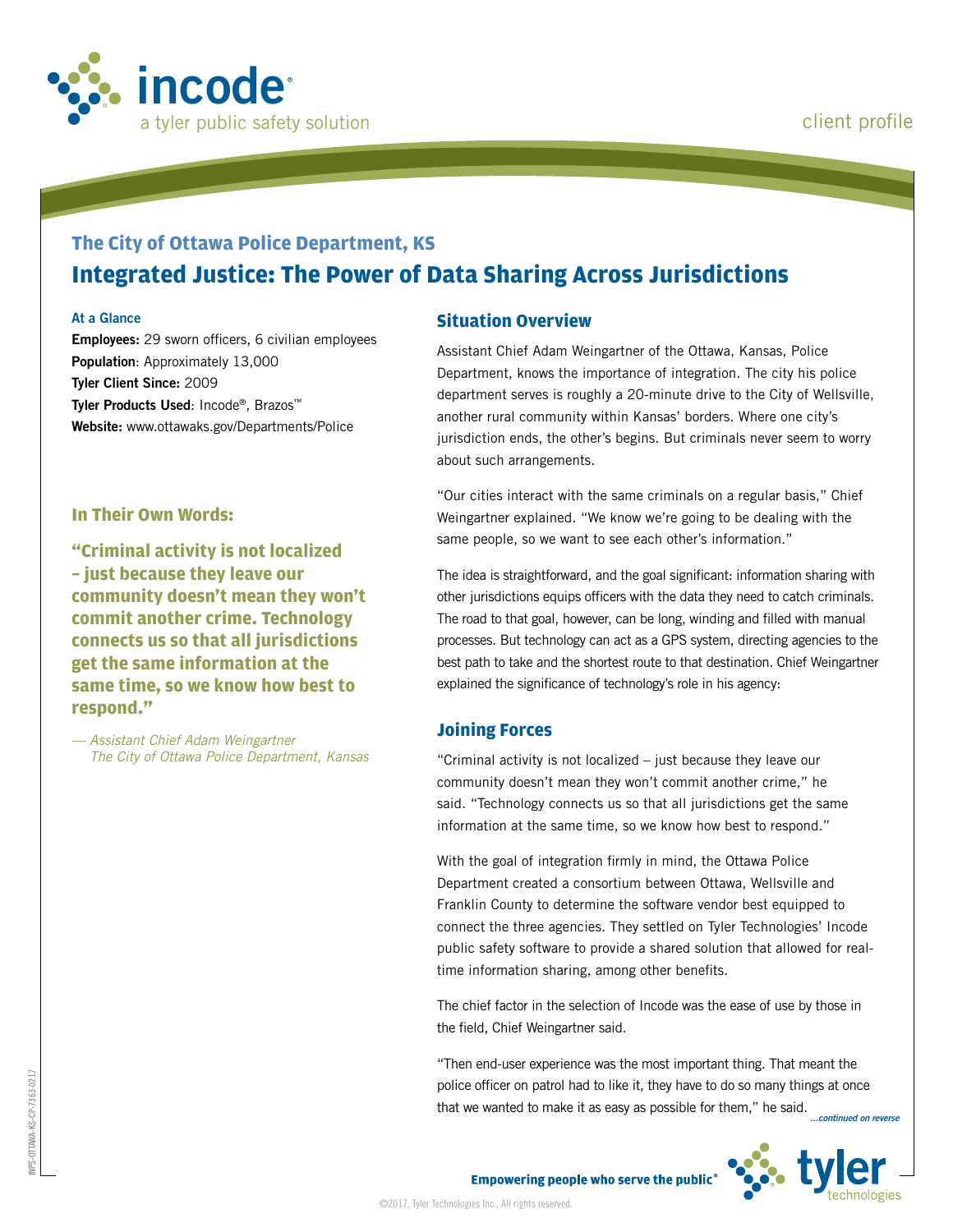incode® a tyler public safety solution

client profile

## The City of Ottawa Police Department, KS

# Integrated Justice: The Power of Data Sharing Across Jurisdictions

**At a Glance**

**Employees:** 29 sworn officers, 6 civilian employees
**Population**: Approximately 13,000
**Tyler Client Since:** 2009
**Tyler Products Used**: Incode®, Brazos™
**Website:** www.ottawaks.gov/Departments/Police

### In Their Own Words:

**"Criminal activity is not localized – just because they leave our community doesn't mean they won't commit another crime. Technology connects us so that all jurisdictions get the same information at the same time, so we know how best to respond."**

*— Assistant Chief Adam Weingartner*
*The City of Ottawa Police Department, Kansas*

## Situation Overview

Assistant Chief Adam Weingartner of the Ottawa, Kansas, Police Department, knows the importance of integration. The city his police department serves is roughly a 20-minute drive to the City of Wellsville, another rural community within Kansas' borders. Where one city's jurisdiction ends, the other's begins. But criminals never seem to worry about such arrangements.

"Our cities interact with the same criminals on a regular basis," Chief Weingartner explained. "We know we're going to be dealing with the same people, so we want to see each other's information."

The idea is straightforward, and the goal significant: information sharing with other jurisdictions equips officers with the data they need to catch criminals. The road to that goal, however, can be long, winding and filled with manual processes. But technology can act as a GPS system, directing agencies to the best path to take and the shortest route to that destination. Chief Weingartner explained the significance of technology's role in his agency:

## Joining Forces

"Criminal activity is not localized – just because they leave our community doesn't mean they won't commit another crime," he said. "Technology connects us so that all jurisdictions get the same information at the same time, so we know how best to respond."

With the goal of integration firmly in mind, the Ottawa Police Department created a consortium between Ottawa, Wellsville and Franklin County to determine the software vendor best equipped to connect the three agencies. They settled on Tyler Technologies' Incode public safety software to provide a shared solution that allowed for real-time information sharing, among other benefits.

The chief factor in the selection of Incode was the ease of use by those in the field, Chief Weingartner said.

"Then end-user experience was the most important thing. That meant the police officer on patrol had to like it, they have to do so many things at once that we wanted to make it as easy as possible for them," he said.

*...continued on reverse*

**Empowering people who serve the public®**

tyler technologies

©2017, Tyler Technologies Inc., All rights reserved.

INPS-OTTAWA-KS-CP-7363-0217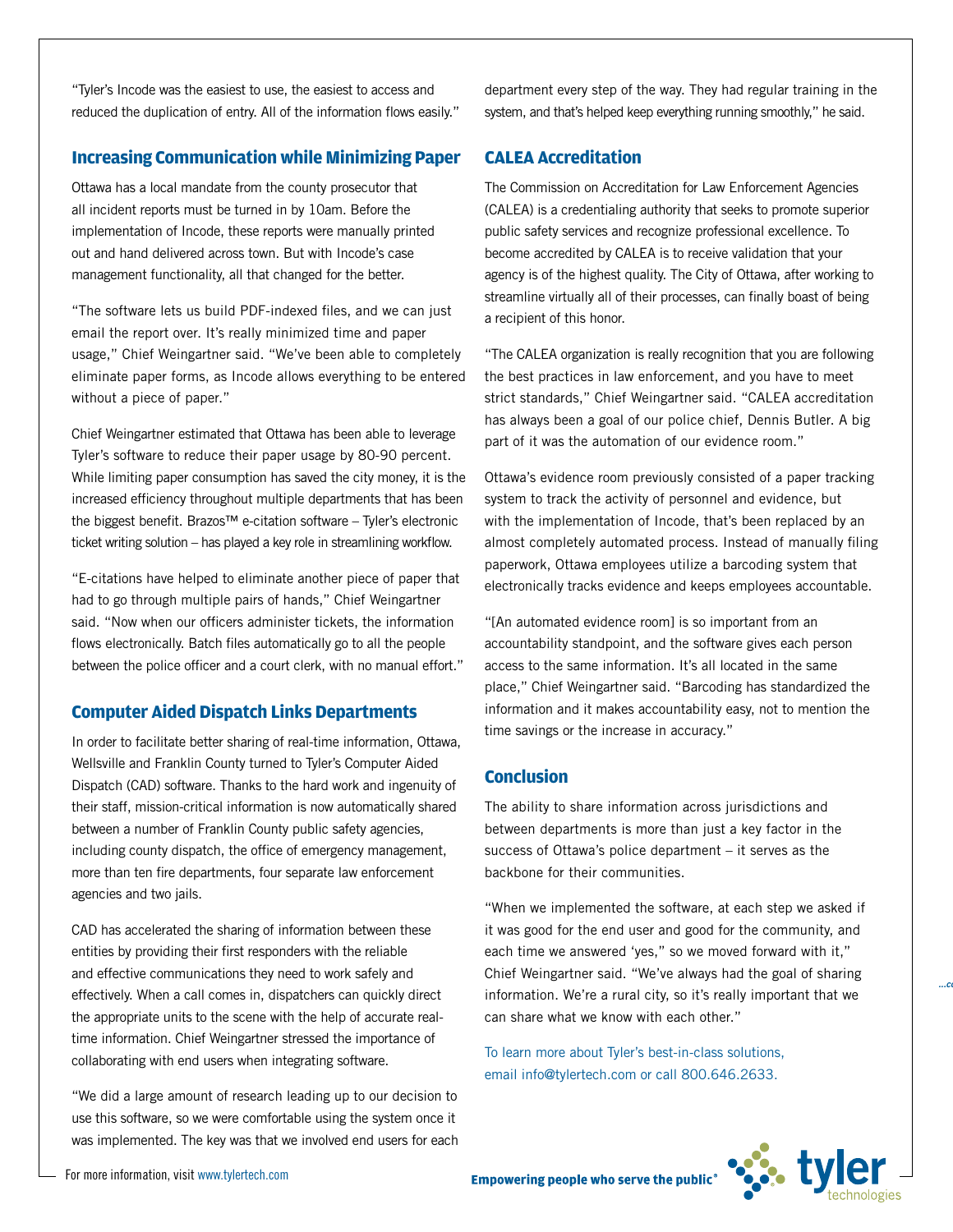"Tyler's Incode was the easiest to use, the easiest to access and reduced the duplication of entry. All of the information flows easily."

## Increasing Communication while Minimizing Paper

Ottawa has a local mandate from the county prosecutor that all incident reports must be turned in by 10am. Before the implementation of Incode, these reports were manually printed out and hand delivered across town. But with Incode's case management functionality, all that changed for the better.

"The software lets us build PDF-indexed files, and we can just email the report over. It's really minimized time and paper usage," Chief Weingartner said. "We've been able to completely eliminate paper forms, as Incode allows everything to be entered without a piece of paper."

Chief Weingartner estimated that Ottawa has been able to leverage Tyler's software to reduce their paper usage by 80-90 percent. While limiting paper consumption has saved the city money, it is the increased efficiency throughout multiple departments that has been the biggest benefit. Brazos™ e-citation software – Tyler's electronic ticket writing solution – has played a key role in streamlining workflow.

"E-citations have helped to eliminate another piece of paper that had to go through multiple pairs of hands," Chief Weingartner said. "Now when our officers administer tickets, the information flows electronically. Batch files automatically go to all the people between the police officer and a court clerk, with no manual effort."

## Computer Aided Dispatch Links Departments

In order to facilitate better sharing of real-time information, Ottawa, Wellsville and Franklin County turned to Tyler's Computer Aided Dispatch (CAD) software. Thanks to the hard work and ingenuity of their staff, mission-critical information is now automatically shared between a number of Franklin County public safety agencies, including county dispatch, the office of emergency management, more than ten fire departments, four separate law enforcement agencies and two jails.

CAD has accelerated the sharing of information between these entities by providing their first responders with the reliable and effective communications they need to work safely and effectively. When a call comes in, dispatchers can quickly direct the appropriate units to the scene with the help of accurate real-time information. Chief Weingartner stressed the importance of collaborating with end users when integrating software.

"We did a large amount of research leading up to our decision to use this software, so we were comfortable using the system once it was implemented. The key was that we involved end users for each department every step of the way. They had regular training in the system, and that's helped keep everything running smoothly," he said.

## CALEA Accreditation

The Commission on Accreditation for Law Enforcement Agencies (CALEA) is a credentialing authority that seeks to promote superior public safety services and recognize professional excellence. To become accredited by CALEA is to receive validation that your agency is of the highest quality. The City of Ottawa, after working to streamline virtually all of their processes, can finally boast of being a recipient of this honor.

"The CALEA organization is really recognition that you are following the best practices in law enforcement, and you have to meet strict standards," Chief Weingartner said. "CALEA accreditation has always been a goal of our police chief, Dennis Butler. A big part of it was the automation of our evidence room."

Ottawa's evidence room previously consisted of a paper tracking system to track the activity of personnel and evidence, but with the implementation of Incode, that's been replaced by an almost completely automated process. Instead of manually filing paperwork, Ottawa employees utilize a barcoding system that electronically tracks evidence and keeps employees accountable.

"[An automated evidence room] is so important from an accountability standpoint, and the software gives each person access to the same information. It's all located in the same place," Chief Weingartner said. "Barcoding has standardized the information and it makes accountability easy, not to mention the time savings or the increase in accuracy."

## Conclusion

The ability to share information across jurisdictions and between departments is more than just a key factor in the success of Ottawa's police department – it serves as the backbone for their communities.

"When we implemented the software, at each step we asked if it was good for the end user and good for the community, and each time we answered 'yes,' so we moved forward with it," Chief Weingartner said. "We've always had the goal of sharing information. We're a rural city, so it's really important that we can share what we know with each other."

To learn more about Tyler's best-in-class solutions, email info@tylertech.com or call 800.646.2633.

For more information, visit www.tylertech.com

**Empowering people who serve the public®**

tyler technologies